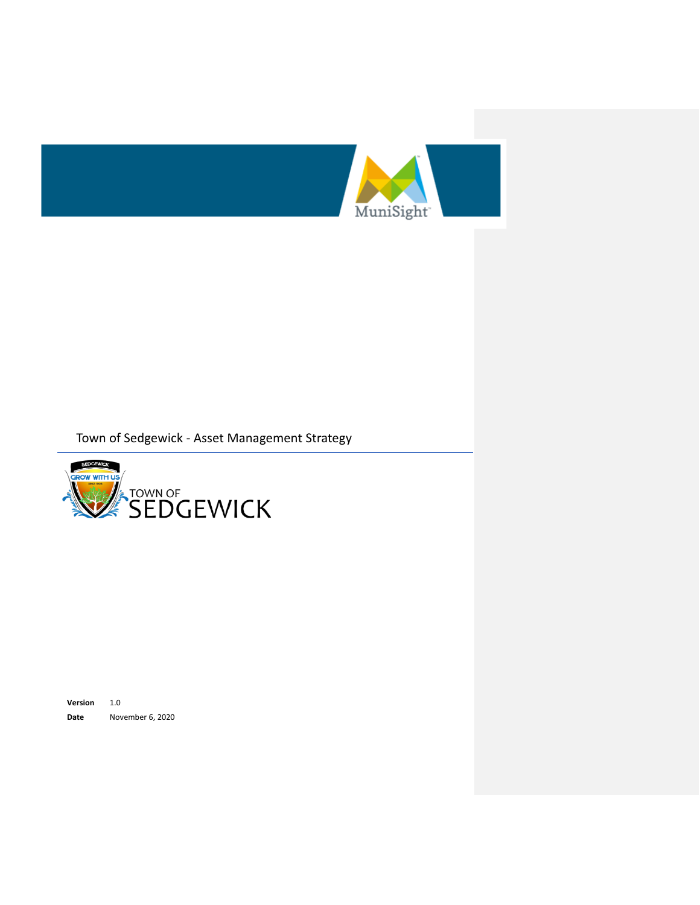# Town of Sedgewick - Asset Management Strategy

**Version** 1.0

**Date** November 6, 2020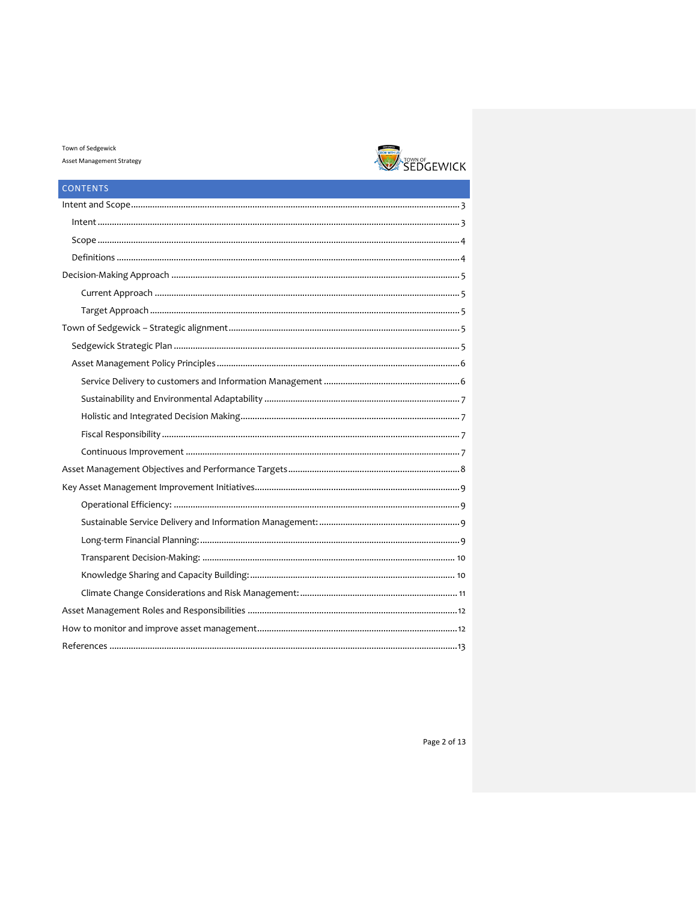## CONTENTS

- Intent and Scope ........ 3
  - Intent ........ 3
  - Scope ........ 4
  - Definitions ........ 4
- Decision-Making Approach ........ 5
  - Current Approach ........ 5
  - Target Approach ........ 5
- Town of Sedgewick – Strategic alignment ........ 5
  - Sedgewick Strategic Plan ........ 5
  - Asset Management Policy Principles ........ 6
    - Service Delivery to customers and Information Management ........ 6
    - Sustainability and Environmental Adaptability ........ 7
    - Holistic and Integrated Decision Making ........ 7
    - Fiscal Responsibility ........ 7
    - Continuous Improvement ........ 7
- Asset Management Objectives and Performance Targets ........ 8
- Key Asset Management Improvement Initiatives ........ 9
    - Operational Efficiency: ........ 9
    - Sustainable Service Delivery and Information Management: ........ 9
    - Long-term Financial Planning: ........ 9
    - Transparent Decision-Making: ........ 10
    - Knowledge Sharing and Capacity Building: ........ 10
    - Climate Change Considerations and Risk Management: ........ 11
- Asset Management Roles and Responsibilities ........ 12
- How to monitor and improve asset management ........ 12
- References ........ 13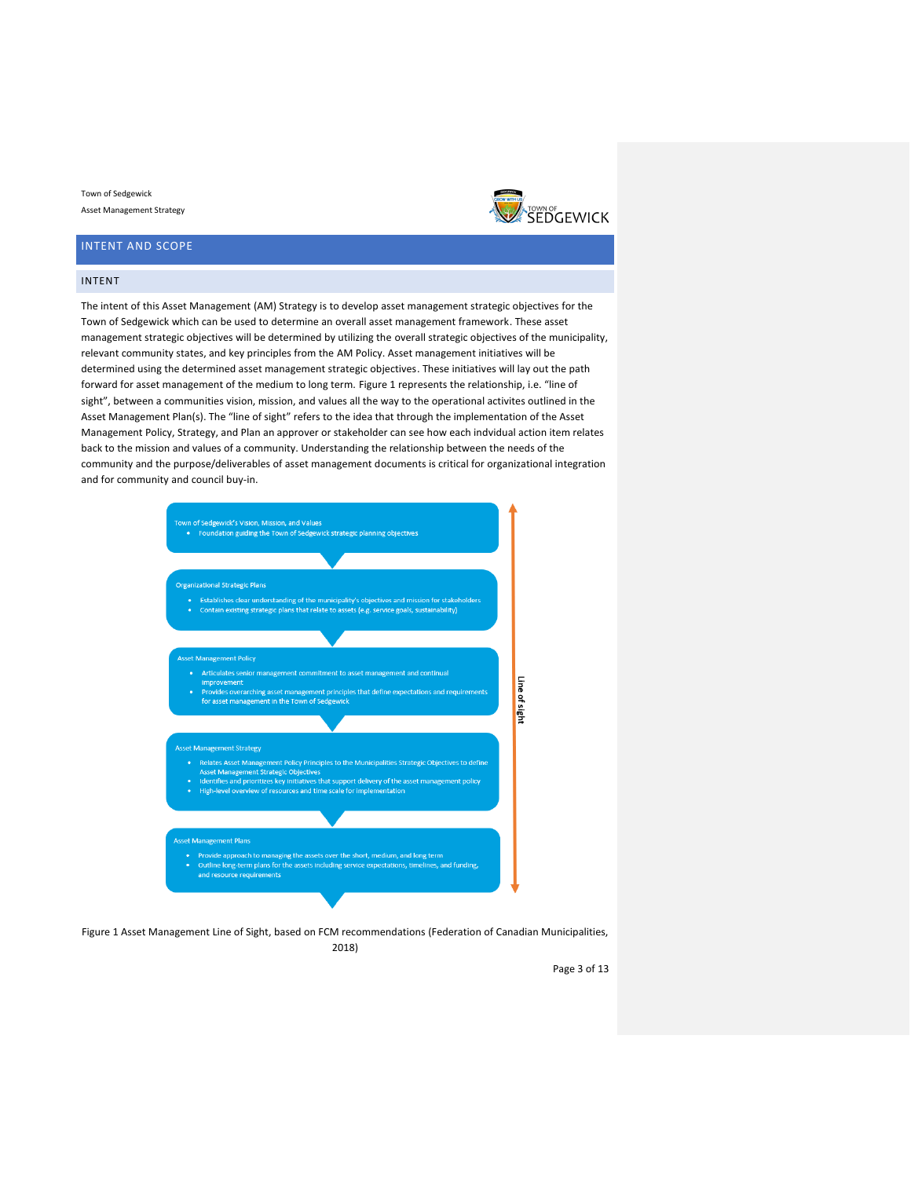## INTENT AND SCOPE

### INTENT

The intent of this Asset Management (AM) Strategy is to develop asset management strategic objectives for the Town of Sedgewick which can be used to determine an overall asset management framework. These asset management strategic objectives will be determined by utilizing the overall strategic objectives of the municipality, relevant community states, and key principles from the AM Policy. Asset management initiatives will be determined using the determined asset management strategic objectives. These initiatives will lay out the path forward for asset management of the medium to long term. Figure 1 represents the relationship, i.e. "line of sight", between a communities vision, mission, and values all the way to the operational activites outlined in the Asset Management Plan(s). The "line of sight" refers to the idea that through the implementation of the Asset Management Policy, Strategy, and Plan an approver or stakeholder can see how each indvidual action item relates back to the mission and values of a community. Understanding the relationship between the needs of the community and the purpose/deliverables of asset management documents is critical for organizational integration and for community and council buy-in.

**Town of Sedgewick's Vision, Mission, and Values**
- Foundation guiding the Town of Sedgewick strategic planning objectives

**Organizational Strategic Plans**
- Establishes clear understanding of the municipality's objectives and mission for stakeholders
- Contain existing strategic plans that relate to assets (e.g. service goals, sustainability)

**Asset Management Policy**
- Articulates senior management commitment to asset management and continual improvement
- Provides overarching asset management principles that define expectations and requirements for asset management in the Town of Sedgewick

**Asset Management Strategy**
- Relates Asset Management Policy Principles to the Municipalities Strategic Objectives to define Asset Management Strategic Objectives
- Identifies and prioritizes key initiatives that support delivery of the asset management policy
- High-level overview of resources and time scale for implementation

**Asset Management Plans**
- Provide approach to managing the assets over the short, medium, and long term
- Outline long-term plans for the assets including service expectations, timelines, and funding, and resource requirements

Line of sight

Figure 1 Asset Management Line of Sight, based on FCM recommendations (Federation of Canadian Municipalities, 2018)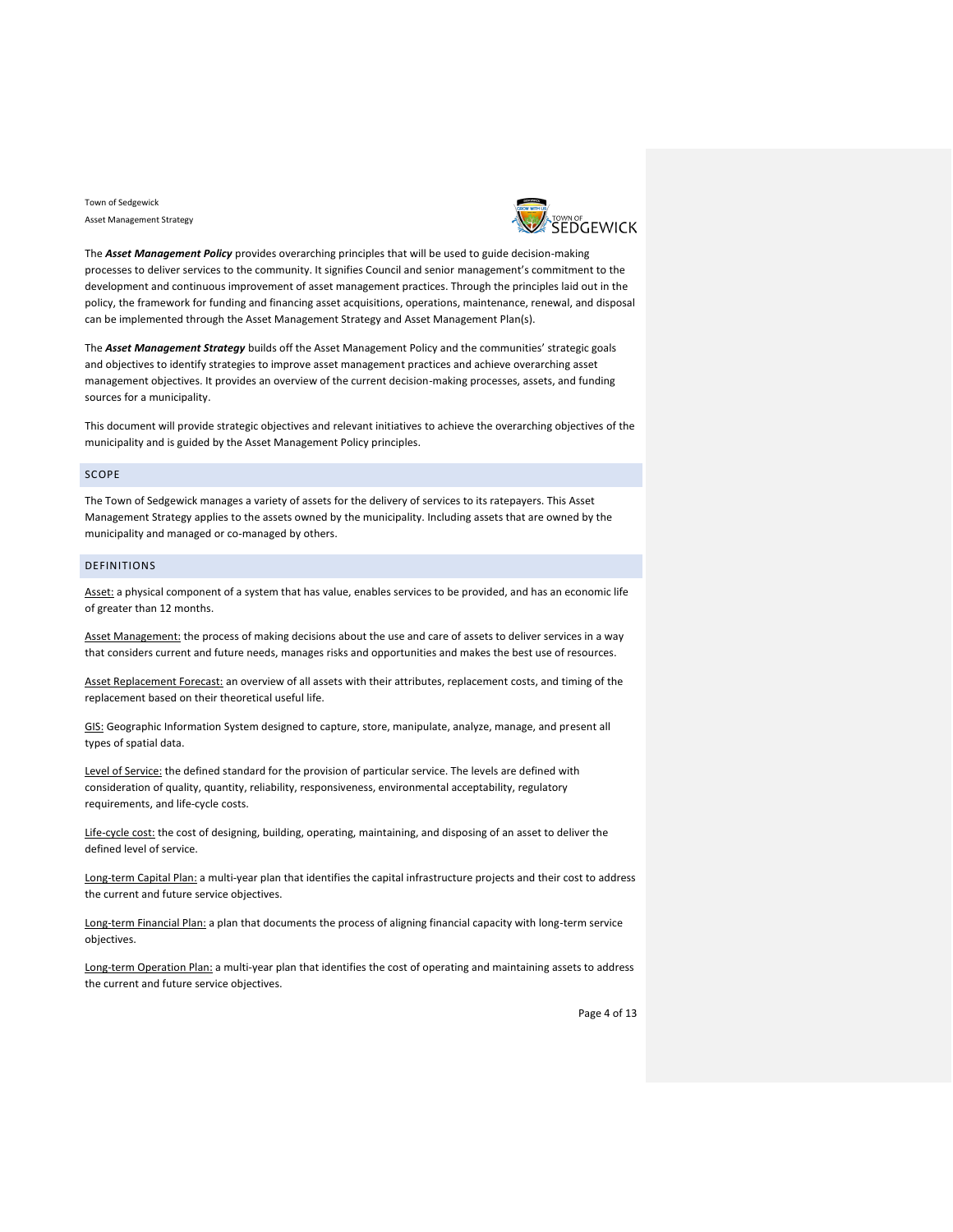The ***Asset Management Policy*** provides overarching principles that will be used to guide decision-making processes to deliver services to the community. It signifies Council and senior management's commitment to the development and continuous improvement of asset management practices. Through the principles laid out in the policy, the framework for funding and financing asset acquisitions, operations, maintenance, renewal, and disposal can be implemented through the Asset Management Strategy and Asset Management Plan(s).

The ***Asset Management Strategy*** builds off the Asset Management Policy and the communities' strategic goals and objectives to identify strategies to improve asset management practices and achieve overarching asset management objectives. It provides an overview of the current decision-making processes, assets, and funding sources for a municipality.

This document will provide strategic objectives and relevant initiatives to achieve the overarching objectives of the municipality and is guided by the Asset Management Policy principles.

## SCOPE

The Town of Sedgewick manages a variety of assets for the delivery of services to its ratepayers. This Asset Management Strategy applies to the assets owned by the municipality. Including assets that are owned by the municipality and managed or co-managed by others.

## DEFINITIONS

<u>Asset:</u> a physical component of a system that has value, enables services to be provided, and has an economic life of greater than 12 months.

<u>Asset Management:</u> the process of making decisions about the use and care of assets to deliver services in a way that considers current and future needs, manages risks and opportunities and makes the best use of resources.

<u>Asset Replacement Forecast:</u> an overview of all assets with their attributes, replacement costs, and timing of the replacement based on their theoretical useful life.

<u>GIS:</u> Geographic Information System designed to capture, store, manipulate, analyze, manage, and present all types of spatial data.

<u>Level of Service:</u> the defined standard for the provision of particular service. The levels are defined with consideration of quality, quantity, reliability, responsiveness, environmental acceptability, regulatory requirements, and life-cycle costs.

<u>Life-cycle cost:</u> the cost of designing, building, operating, maintaining, and disposing of an asset to deliver the defined level of service.

<u>Long-term Capital Plan:</u> a multi-year plan that identifies the capital infrastructure projects and their cost to address the current and future service objectives.

<u>Long-term Financial Plan:</u> a plan that documents the process of aligning financial capacity with long-term service objectives.

<u>Long-term Operation Plan:</u> a multi-year plan that identifies the cost of operating and maintaining assets to address the current and future service objectives.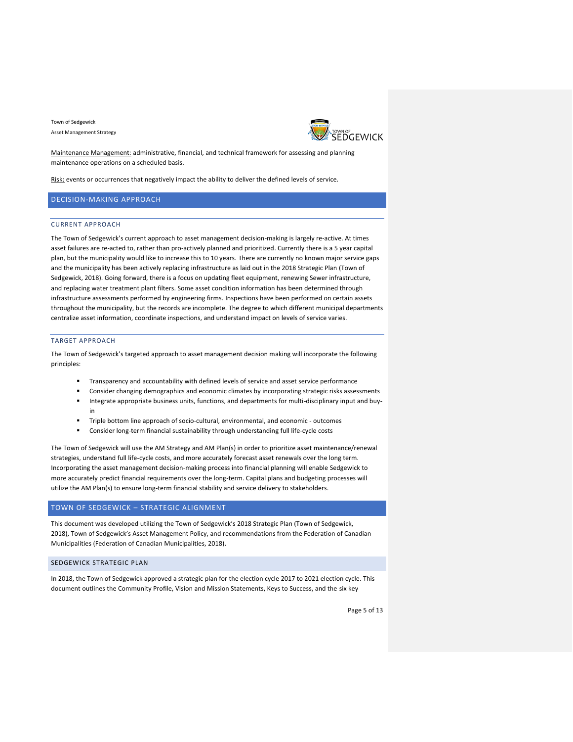Maintenance Management: administrative, financial, and technical framework for assessing and planning maintenance operations on a scheduled basis.

Risk: events or occurrences that negatively impact the ability to deliver the defined levels of service.

## DECISION-MAKING APPROACH

### CURRENT APPROACH

The Town of Sedgewick's current approach to asset management decision-making is largely re-active. At times asset failures are re-acted to, rather than pro-actively planned and prioritized. Currently there is a 5 year capital plan, but the municipality would like to increase this to 10 years. There are currently no known major service gaps and the municipality has been actively replacing infrastructure as laid out in the 2018 Strategic Plan (Town of Sedgewick, 2018). Going forward, there is a focus on updating fleet equipment, renewing Sewer infrastructure, and replacing water treatment plant filters. Some asset condition information has been determined through infrastructure assessments performed by engineering firms. Inspections have been performed on certain assets throughout the municipality, but the records are incomplete. The degree to which different municipal departments centralize asset information, coordinate inspections, and understand impact on levels of service varies.

### TARGET APPROACH

The Town of Sedgewick's targeted approach to asset management decision making will incorporate the following principles:

- Transparency and accountability with defined levels of service and asset service performance
- Consider changing demographics and economic climates by incorporating strategic risks assessments
- Integrate appropriate business units, functions, and departments for multi-disciplinary input and buy-in
- Triple bottom line approach of socio-cultural, environmental, and economic - outcomes
- Consider long-term financial sustainability through understanding full life-cycle costs

The Town of Sedgewick will use the AM Strategy and AM Plan(s) in order to prioritize asset maintenance/renewal strategies, understand full life-cycle costs, and more accurately forecast asset renewals over the long term. Incorporating the asset management decision-making process into financial planning will enable Sedgewick to more accurately predict financial requirements over the long-term. Capital plans and budgeting processes will utilize the AM Plan(s) to ensure long-term financial stability and service delivery to stakeholders.

## TOWN OF SEDGEWICK – STRATEGIC ALIGNMENT

This document was developed utilizing the Town of Sedgewick's 2018 Strategic Plan (Town of Sedgewick, 2018), Town of Sedgewick's Asset Management Policy, and recommendations from the Federation of Canadian Municipalities (Federation of Canadian Municipalities, 2018).

### SEDGEWICK STRATEGIC PLAN

In 2018, the Town of Sedgewick approved a strategic plan for the election cycle 2017 to 2021 election cycle. This document outlines the Community Profile, Vision and Mission Statements, Keys to Success, and the six key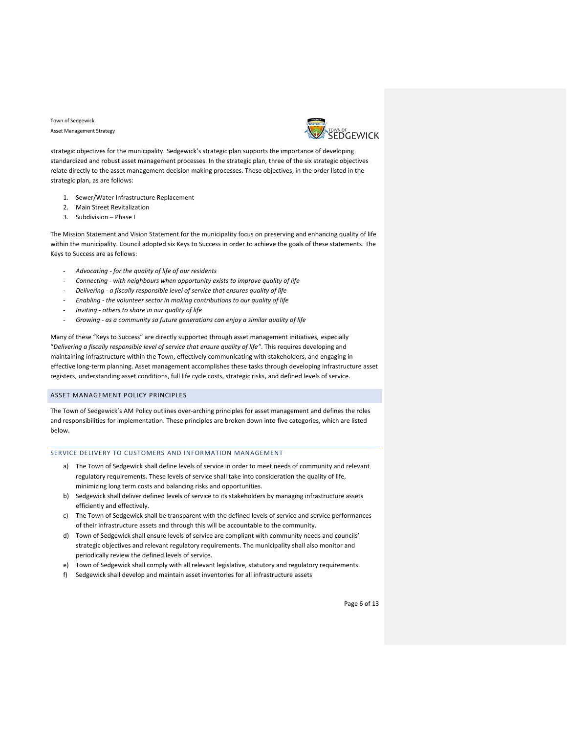strategic objectives for the municipality. Sedgewick's strategic plan supports the importance of developing standardized and robust asset management processes. In the strategic plan, three of the six strategic objectives relate directly to the asset management decision making processes. These objectives, in the order listed in the strategic plan, as are follows:

1. Sewer/Water Infrastructure Replacement
2. Main Street Revitalization
3. Subdivision – Phase I

The Mission Statement and Vision Statement for the municipality focus on preserving and enhancing quality of life within the municipality. Council adopted six Keys to Success in order to achieve the goals of these statements. The Keys to Success are as follows:

- *Advocating - for the quality of life of our residents*
- *Connecting - with neighbours when opportunity exists to improve quality of life*
- *Delivering - a fiscally responsible level of service that ensures quality of life*
- *Enabling - the volunteer sector in making contributions to our quality of life*
- *Inviting - others to share in our quality of life*
- *Growing - as a community so future generations can enjoy a similar quality of life*

Many of these "Keys to Success" are directly supported through asset management initiatives, especially "*Delivering a fiscally responsible level of service that ensure quality of life"*. This requires developing and maintaining infrastructure within the Town, effectively communicating with stakeholders, and engaging in effective long-term planning. Asset management accomplishes these tasks through developing infrastructure asset registers, understanding asset conditions, full life cycle costs, strategic risks, and defined levels of service.

## ASSET MANAGEMENT POLICY PRINCIPLES

The Town of Sedgewick's AM Policy outlines over-arching principles for asset management and defines the roles and responsibilities for implementation. These principles are broken down into five categories, which are listed below.

### SERVICE DELIVERY TO CUSTOMERS AND INFORMATION MANAGEMENT

a) The Town of Sedgewick shall define levels of service in order to meet needs of community and relevant regulatory requirements. These levels of service shall take into consideration the quality of life, minimizing long term costs and balancing risks and opportunities.
b) Sedgewick shall deliver defined levels of service to its stakeholders by managing infrastructure assets efficiently and effectively.
c) The Town of Sedgewick shall be transparent with the defined levels of service and service performances of their infrastructure assets and through this will be accountable to the community.
d) Town of Sedgewick shall ensure levels of service are compliant with community needs and councils' strategic objectives and relevant regulatory requirements. The municipality shall also monitor and periodically review the defined levels of service.
e) Town of Sedgewick shall comply with all relevant legislative, statutory and regulatory requirements.
f) Sedgewick shall develop and maintain asset inventories for all infrastructure assets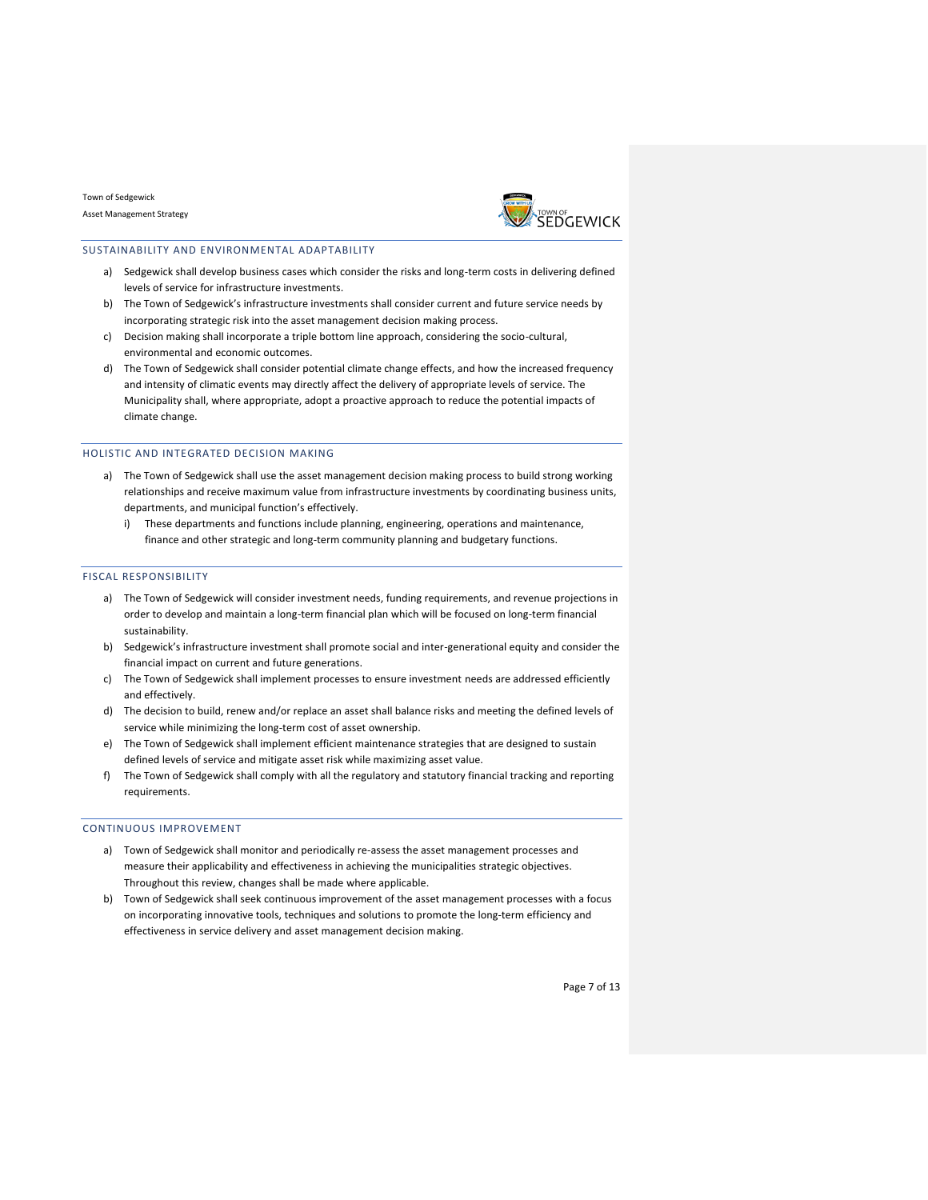## SUSTAINABILITY AND ENVIRONMENTAL ADAPTABILITY

a) Sedgewick shall develop business cases which consider the risks and long-term costs in delivering defined levels of service for infrastructure investments.
b) The Town of Sedgewick's infrastructure investments shall consider current and future service needs by incorporating strategic risk into the asset management decision making process.
c) Decision making shall incorporate a triple bottom line approach, considering the socio-cultural, environmental and economic outcomes.
d) The Town of Sedgewick shall consider potential climate change effects, and how the increased frequency and intensity of climatic events may directly affect the delivery of appropriate levels of service. The Municipality shall, where appropriate, adopt a proactive approach to reduce the potential impacts of climate change.

## HOLISTIC AND INTEGRATED DECISION MAKING

a) The Town of Sedgewick shall use the asset management decision making process to build strong working relationships and receive maximum value from infrastructure investments by coordinating business units, departments, and municipal function's effectively.
   i) These departments and functions include planning, engineering, operations and maintenance, finance and other strategic and long-term community planning and budgetary functions.

## FISCAL RESPONSIBILITY

a) The Town of Sedgewick will consider investment needs, funding requirements, and revenue projections in order to develop and maintain a long-term financial plan which will be focused on long-term financial sustainability.
b) Sedgewick's infrastructure investment shall promote social and inter-generational equity and consider the financial impact on current and future generations.
c) The Town of Sedgewick shall implement processes to ensure investment needs are addressed efficiently and effectively.
d) The decision to build, renew and/or replace an asset shall balance risks and meeting the defined levels of service while minimizing the long-term cost of asset ownership.
e) The Town of Sedgewick shall implement efficient maintenance strategies that are designed to sustain defined levels of service and mitigate asset risk while maximizing asset value.
f) The Town of Sedgewick shall comply with all the regulatory and statutory financial tracking and reporting requirements.

## CONTINUOUS IMPROVEMENT

a) Town of Sedgewick shall monitor and periodically re-assess the asset management processes and measure their applicability and effectiveness in achieving the municipalities strategic objectives. Throughout this review, changes shall be made where applicable.
b) Town of Sedgewick shall seek continuous improvement of the asset management processes with a focus on incorporating innovative tools, techniques and solutions to promote the long-term efficiency and effectiveness in service delivery and asset management decision making.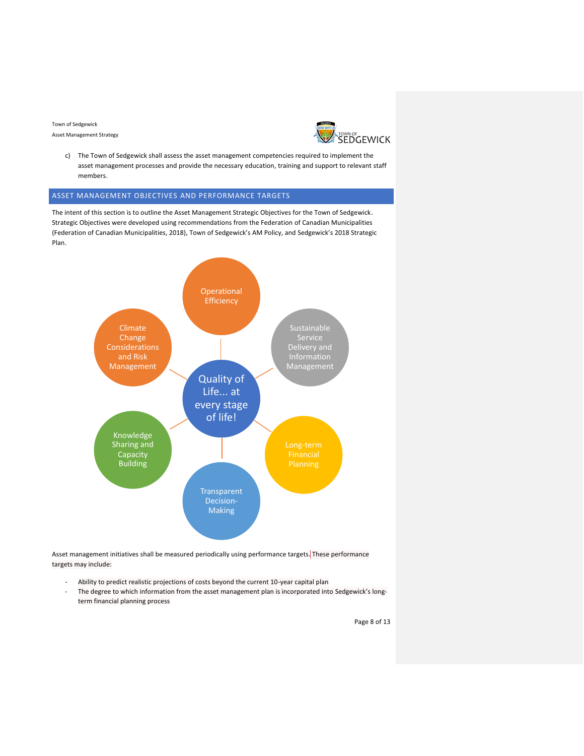c) The Town of Sedgewick shall assess the asset management competencies required to implement the asset management processes and provide the necessary education, training and support to relevant staff members.

## ASSET MANAGEMENT OBJECTIVES AND PERFORMANCE TARGETS

The intent of this section is to outline the Asset Management Strategic Objectives for the Town of Sedgewick. Strategic Objectives were developed using recommendations from the Federation of Canadian Municipalities (Federation of Canadian Municipalities, 2018), Town of Sedgewick's AM Policy, and Sedgewick's 2018 Strategic Plan.

Quality of Life... at every stage of life!

- Operational Efficiency
- Sustainable Service Delivery and Information Management
- Long-term Financial Planning
- Transparent Decision-Making
- Knowledge Sharing and Capacity Building
- Climate Change Considerations and Risk Management

Asset management initiatives shall be measured periodically using performance targets. These performance targets may include:

- Ability to predict realistic projections of costs beyond the current 10-year capital plan
- The degree to which information from the asset management plan is incorporated into Sedgewick's long-term financial planning process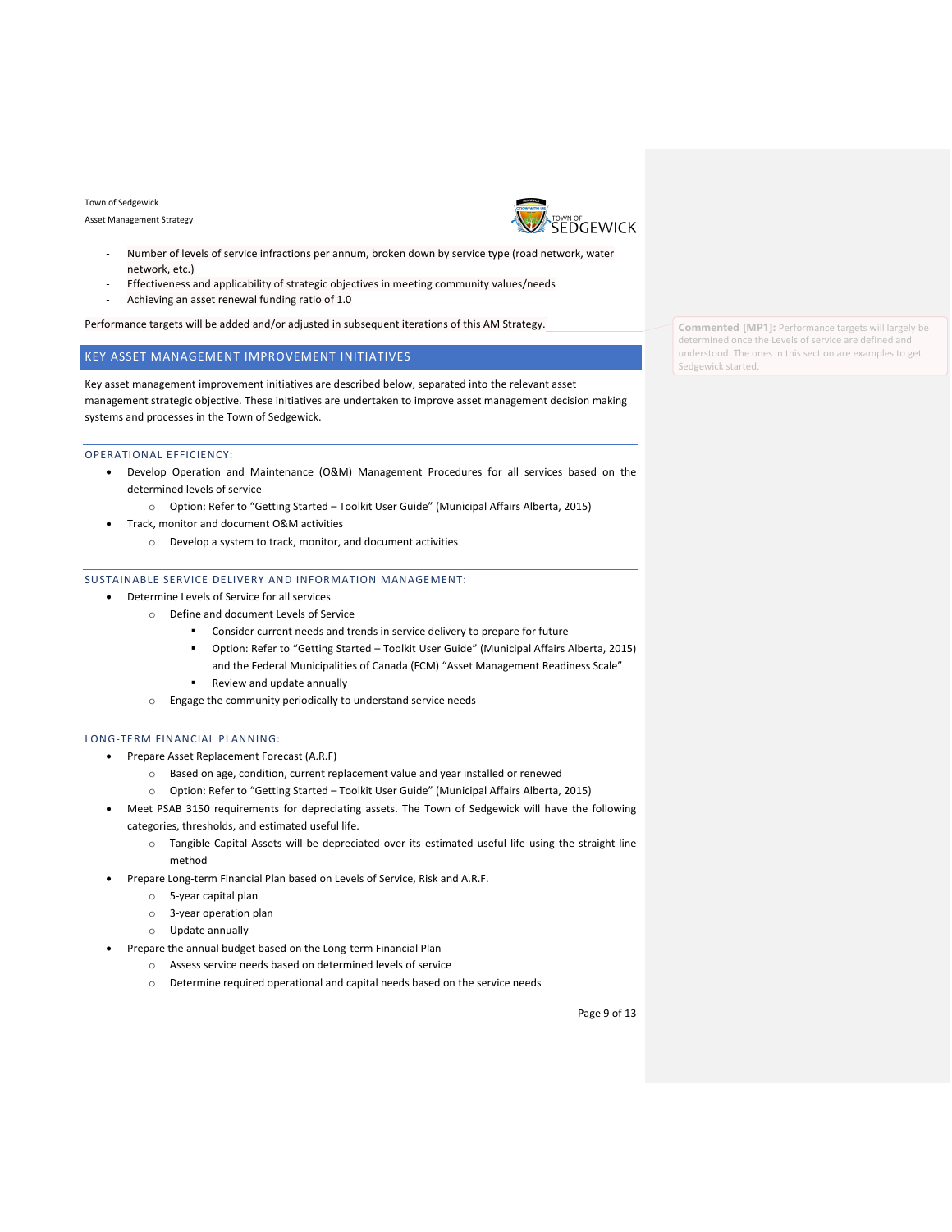- Number of levels of service infractions per annum, broken down by service type (road network, water network, etc.)
- Effectiveness and applicability of strategic objectives in meeting community values/needs
- Achieving an asset renewal funding ratio of 1.0

Performance targets will be added and/or adjusted in subsequent iterations of this AM Strategy.

> **Commented [MP1]:** Performance targets will largely be determined once the Levels of service are defined and understood. The ones in this section are examples to get Sedgewick started.

## KEY ASSET MANAGEMENT IMPROVEMENT INITIATIVES

Key asset management improvement initiatives are described below, separated into the relevant asset management strategic objective. These initiatives are undertaken to improve asset management decision making systems and processes in the Town of Sedgewick.

### OPERATIONAL EFFICIENCY:

- Develop Operation and Maintenance (O&M) Management Procedures for all services based on the determined levels of service
  - Option: Refer to "Getting Started – Toolkit User Guide" (Municipal Affairs Alberta, 2015)
- Track, monitor and document O&M activities
  - Develop a system to track, monitor, and document activities

### SUSTAINABLE SERVICE DELIVERY AND INFORMATION MANAGEMENT:

- Determine Levels of Service for all services
  - Define and document Levels of Service
    - Consider current needs and trends in service delivery to prepare for future
    - Option: Refer to "Getting Started – Toolkit User Guide" (Municipal Affairs Alberta, 2015) and the Federal Municipalities of Canada (FCM) "Asset Management Readiness Scale"
    - Review and update annually
  - Engage the community periodically to understand service needs

### LONG-TERM FINANCIAL PLANNING:

- Prepare Asset Replacement Forecast (A.R.F)
  - Based on age, condition, current replacement value and year installed or renewed
  - Option: Refer to "Getting Started – Toolkit User Guide" (Municipal Affairs Alberta, 2015)
- Meet PSAB 3150 requirements for depreciating assets. The Town of Sedgewick will have the following categories, thresholds, and estimated useful life.
  - Tangible Capital Assets will be depreciated over its estimated useful life using the straight-line method
- Prepare Long-term Financial Plan based on Levels of Service, Risk and A.R.F.
  - 5-year capital plan
  - 3-year operation plan
  - Update annually
- Prepare the annual budget based on the Long-term Financial Plan
  - Assess service needs based on determined levels of service
  - Determine required operational and capital needs based on the service needs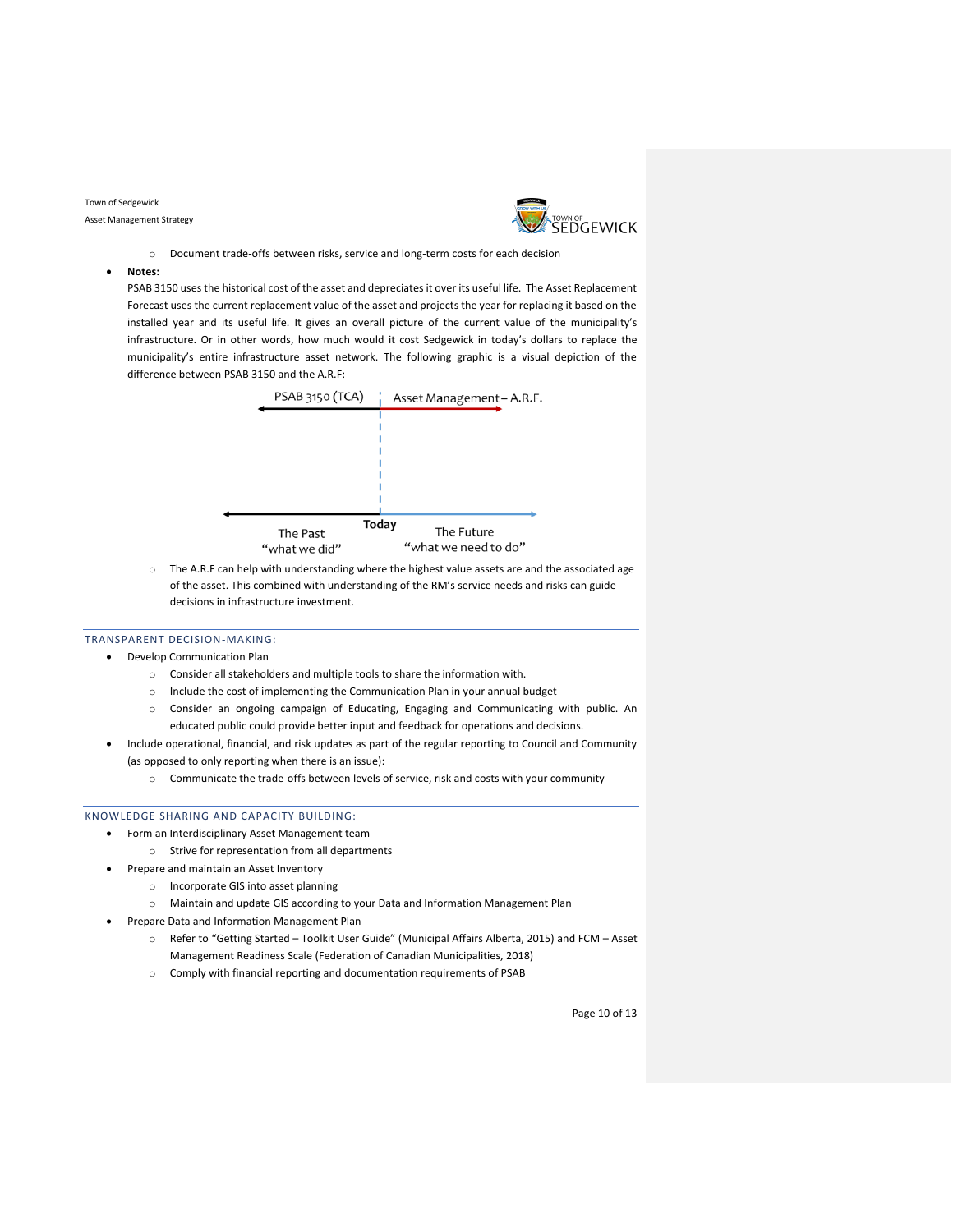- Document trade-offs between risks, service and long-term costs for each decision

- **Notes:**
  PSAB 3150 uses the historical cost of the asset and depreciates it over its useful life. The Asset Replacement Forecast uses the current replacement value of the asset and projects the year for replacing it based on the installed year and its useful life. It gives an overall picture of the current value of the municipality's infrastructure. Or in other words, how much would it cost Sedgewick in today's dollars to replace the municipality's entire infrastructure asset network. The following graphic is a visual depiction of the difference between PSAB 3150 and the A.R.F:

  PSAB 3150 (TCA) | Asset Management – A.R.F.

  The Past "what we did" | Today | The Future "what we need to do"

    - The A.R.F can help with understanding where the highest value assets are and the associated age of the asset. This combined with understanding of the RM's service needs and risks can guide decisions in infrastructure investment.

## TRANSPARENT DECISION-MAKING:

- Develop Communication Plan
    - Consider all stakeholders and multiple tools to share the information with.
    - Include the cost of implementing the Communication Plan in your annual budget
    - Consider an ongoing campaign of Educating, Engaging and Communicating with public. An educated public could provide better input and feedback for operations and decisions.
- Include operational, financial, and risk updates as part of the regular reporting to Council and Community (as opposed to only reporting when there is an issue):
    - Communicate the trade-offs between levels of service, risk and costs with your community

## KNOWLEDGE SHARING AND CAPACITY BUILDING:

- Form an Interdisciplinary Asset Management team
    - Strive for representation from all departments
- Prepare and maintain an Asset Inventory
    - Incorporate GIS into asset planning
    - Maintain and update GIS according to your Data and Information Management Plan
- Prepare Data and Information Management Plan
    - Refer to "Getting Started – Toolkit User Guide" (Municipal Affairs Alberta, 2015) and FCM – Asset Management Readiness Scale (Federation of Canadian Municipalities, 2018)
    - Comply with financial reporting and documentation requirements of PSAB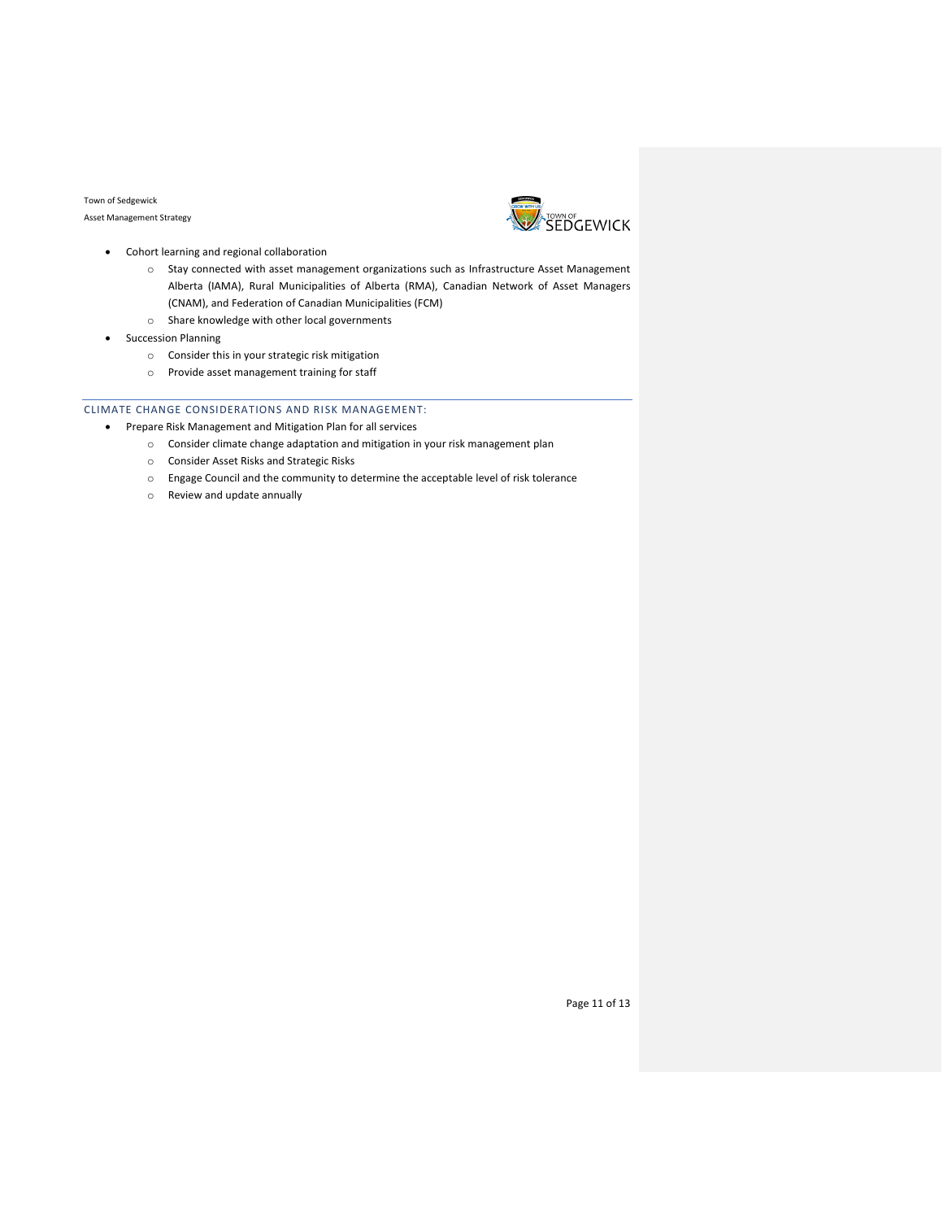- Cohort learning and regional collaboration
  - Stay connected with asset management organizations such as Infrastructure Asset Management Alberta (IAMA), Rural Municipalities of Alberta (RMA), Canadian Network of Asset Managers (CNAM), and Federation of Canadian Municipalities (FCM)
  - Share knowledge with other local governments
- Succession Planning
  - Consider this in your strategic risk mitigation
  - Provide asset management training for staff

## CLIMATE CHANGE CONSIDERATIONS AND RISK MANAGEMENT:

- Prepare Risk Management and Mitigation Plan for all services
  - Consider climate change adaptation and mitigation in your risk management plan
  - Consider Asset Risks and Strategic Risks
  - Engage Council and the community to determine the acceptable level of risk tolerance
  - Review and update annually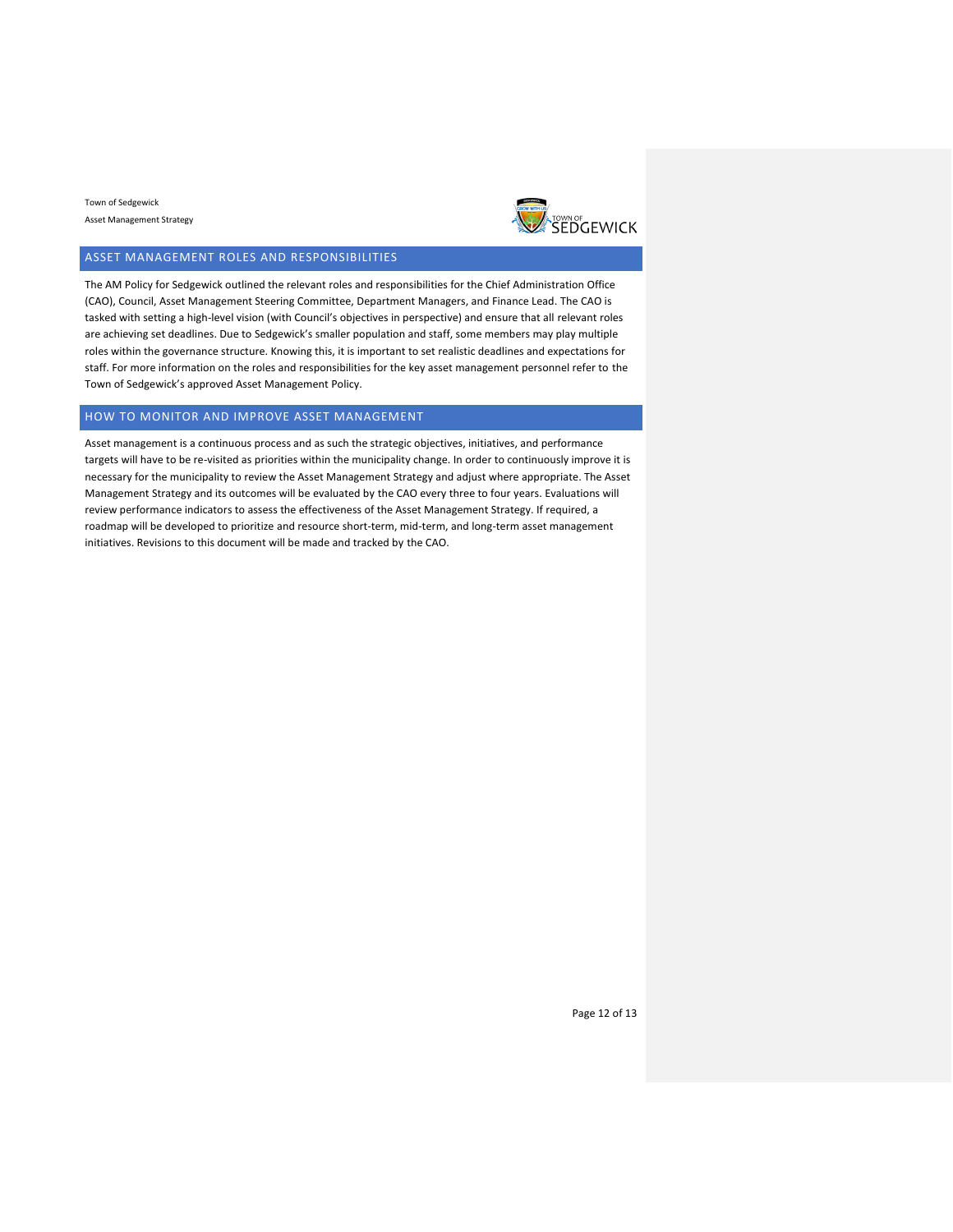## ASSET MANAGEMENT ROLES AND RESPONSIBILITIES

The AM Policy for Sedgewick outlined the relevant roles and responsibilities for the Chief Administration Office (CAO), Council, Asset Management Steering Committee, Department Managers, and Finance Lead. The CAO is tasked with setting a high-level vision (with Council's objectives in perspective) and ensure that all relevant roles are achieving set deadlines. Due to Sedgewick's smaller population and staff, some members may play multiple roles within the governance structure. Knowing this, it is important to set realistic deadlines and expectations for staff. For more information on the roles and responsibilities for the key asset management personnel refer to the Town of Sedgewick's approved Asset Management Policy.

## HOW TO MONITOR AND IMPROVE ASSET MANAGEMENT

Asset management is a continuous process and as such the strategic objectives, initiatives, and performance targets will have to be re-visited as priorities within the municipality change. In order to continuously improve it is necessary for the municipality to review the Asset Management Strategy and adjust where appropriate. The Asset Management Strategy and its outcomes will be evaluated by the CAO every three to four years. Evaluations will review performance indicators to assess the effectiveness of the Asset Management Strategy. If required, a roadmap will be developed to prioritize and resource short-term, mid-term, and long-term asset management initiatives. Revisions to this document will be made and tracked by the CAO.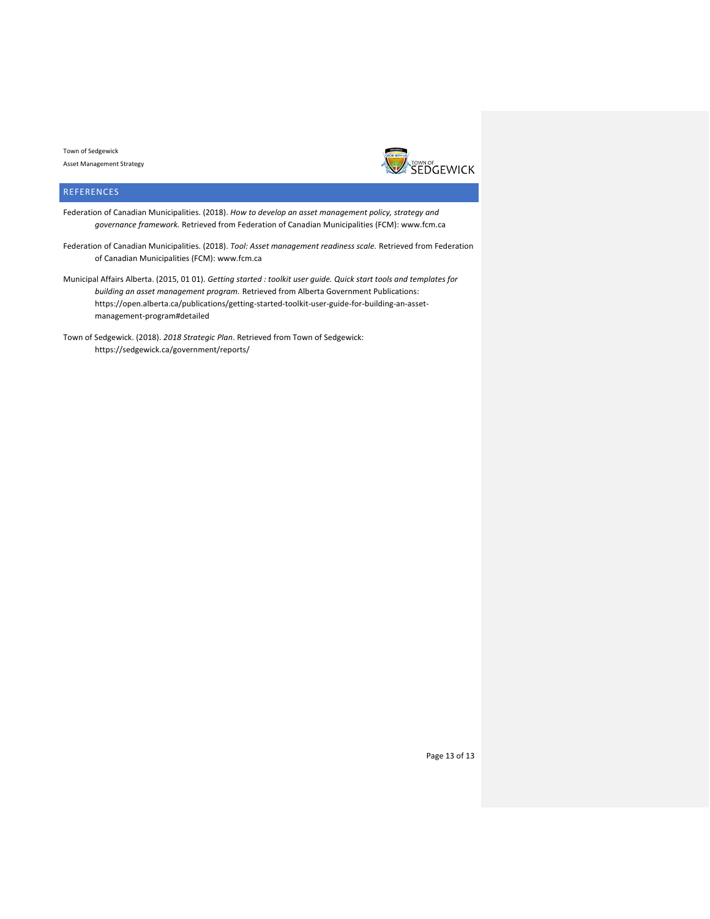## REFERENCES

Federation of Canadian Municipalities. (2018). *How to develop an asset management policy, strategy and governance framework.* Retrieved from Federation of Canadian Municipalities (FCM): www.fcm.ca

Federation of Canadian Municipalities. (2018). *Tool: Asset management readiness scale.* Retrieved from Federation of Canadian Municipalities (FCM): www.fcm.ca

Municipal Affairs Alberta. (2015, 01 01). *Getting started : toolkit user guide. Quick start tools and templates for building an asset management program.* Retrieved from Alberta Government Publications: https://open.alberta.ca/publications/getting-started-toolkit-user-guide-for-building-an-asset-management-program#detailed

Town of Sedgewick. (2018). *2018 Strategic Plan*. Retrieved from Town of Sedgewick: https://sedgewick.ca/government/reports/